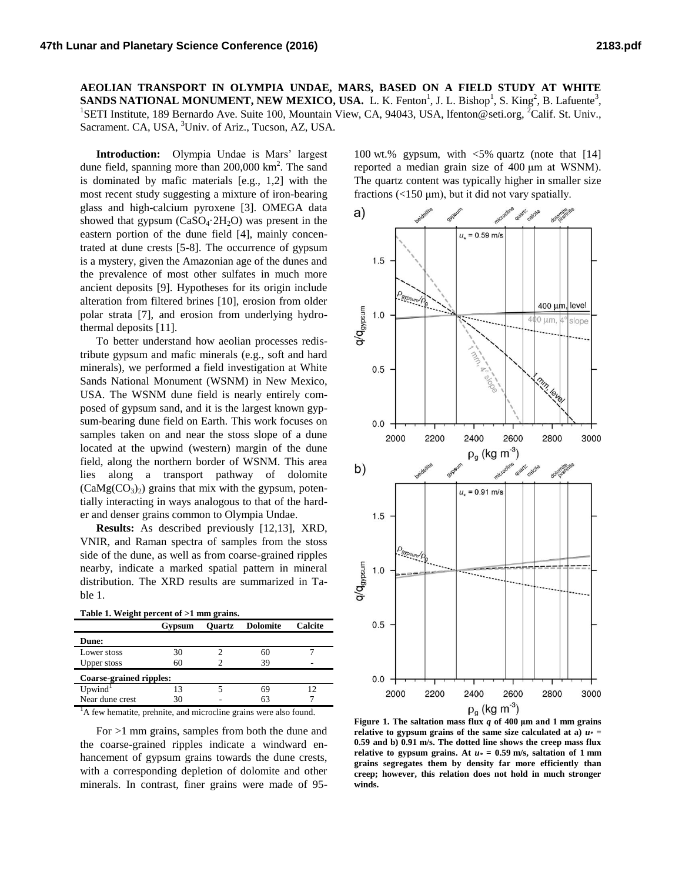# AEOLIAN TRANSPORT IN OLYMPIA UNDAE, MARS, BASED ON A FIELD STUDY AT WHITE SANDS NATIONAL MONUMENT, NEW MEXICO, USA.

L. K. Fenton[1], J. L. Bishop[1], S. King[2], B. Lafuente[3], [1]SETI Institute, 189 Bernardo Ave. Suite 100, Mountain View, CA, 94043, USA, lfenton@seti.org, [2]Calif. St. Univ., Sacrament. CA, USA, [3]Univ. of Ariz., Tucson, AZ, USA.

**Introduction:** Olympia Undae is Mars' largest dune field, spanning more than 200,000 km$^2$. The sand is dominated by mafic materials [e.g., 1,2] with the most recent study suggesting a mixture of iron-bearing glass and high-calcium pyroxene [3]. OMEGA data showed that gypsum ($CaSO_4 \cdot 2H_2O$) was present in the eastern portion of the dune field [4], mainly concentrated at dune crests [5-8]. The occurrence of gypsum is a mystery, given the Amazonian age of the dunes and the prevalence of most other sulfates in much more ancient deposits [9]. Hypotheses for its origin include alteration from filtered brines [10], erosion from older polar strata [7], and erosion from underlying hydrothermal deposits [11].

To better understand how aeolian processes redistribute gypsum and mafic minerals (e.g., soft and hard minerals), we performed a field investigation at White Sands National Monument (WSNM) in New Mexico, USA. The WSNM dune field is nearly entirely composed of gypsum sand, and it is the largest known gypsum-bearing dune field on Earth. This work focuses on samples taken on and near the stoss slope of a dune located at the upwind (western) margin of the dune field, along the northern border of WSNM. This area lies along a transport pathway of dolomite ($CaMg(CO_3)_2$) grains that mix with the gypsum, potentially interacting in ways analogous to that of the harder and denser grains common to Olympia Undae.

**Results:** As described previously [12,13], XRD, VNIR, and Raman spectra of samples from the stoss side of the dune, as well as from coarse-grained ripples nearby, indicate a marked spatial pattern in mineral distribution. The XRD results are summarized in Table 1.

**Table 1. Weight percent of >1 mm grains.**

| | Gypsum | Quartz | Dolomite | Calcite |
|---|---|---|---|---|
| **Dune:** | | | | |
| Lower stoss | 30 | 2 | 60 | 7 |
| Upper stoss | 60 | 2 | 39 | - |
| **Coarse-grained ripples:** | | | | |
| Upwind[1] | 13 | 5 | 69 | 12 |
| Near dune crest | 30 | - | 63 | 7 |

[1]A few hematite, prehnite, and microcline grains were also found.

For >1 mm grains, samples from both the dune and the coarse-grained ripples indicate a windward enhancement of gypsum grains towards the dune crests, with a corresponding depletion of dolomite and other minerals. In contrast, finer grains were made of 95-100 wt.% gypsum, with <5% quartz (note that [14] reported a median grain size of 400 μm at WSNM). The quartz content was typically higher in smaller size fractions (<150 μm), but it did not vary spatially.

**Figure 1. The saltation mass flux *q* of 400 μm and 1 mm grains relative to gypsum grains of the same size calculated at a) $u_* = 0.59$ m/s and b) 0.91 m/s. The dotted line shows the creep mass flux relative to gypsum grains. At $u_* = 0.59$ m/s, saltation of 1 mm grains segregates them by density far more efficiently than creep; however, this relation does not hold in much stronger winds.**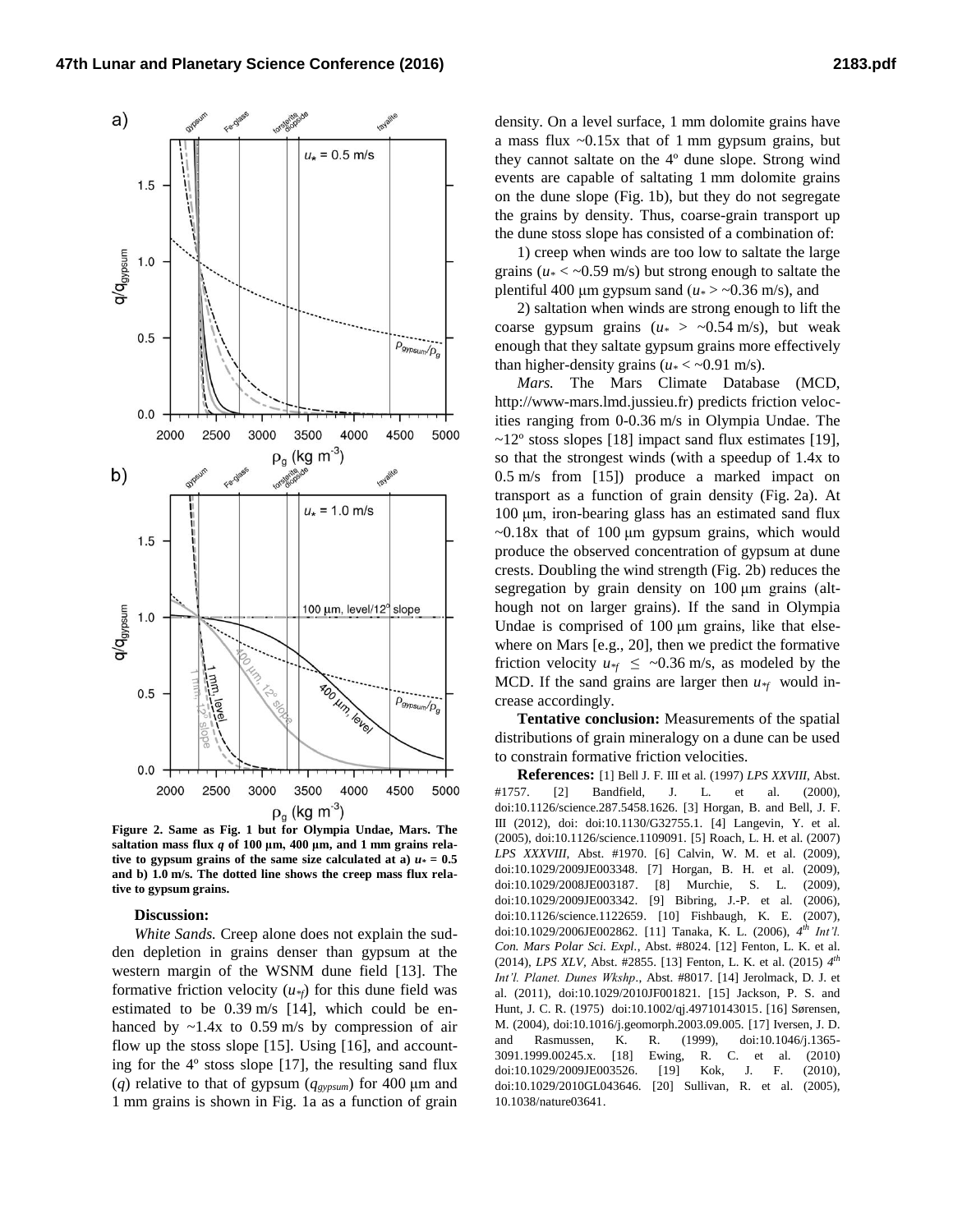a)

gypsum Fe-glass forsterite diopside fayalite

$u_* = 0.5$ m/s

$q/q_{gypsum}$

1.5

1.0

0.5

0.0

2000 2500 3000 3500 4000 4500 5000

$\rho_g$ (kg m$^{-3}$)

$\rho_{gypsum}/\rho_g$

b)

gypsum Fe-glass forsterite diopside fayalite

$u_* = 1.0$ m/s

100 μm, level/12° slope

400 μm, 12° slope

1 mm, level

1 mm, 12° slope

400 μm, level

$\rho_{gypsum}/\rho_g$

$q/q_{gypsum}$

1.5

1.0

0.5

0.0

2000 2500 3000 3500 4000 4500 5000

$\rho_g$ (kg m$^{-3}$)

**Figure 2. Same as Fig. 1 but for Olympia Undae, Mars. The saltation mass flux $q$ of 100 μm, 400 μm, and 1 mm grains relative to gypsum grains of the same size calculated at a) $u_* = 0.5$ and b) 1.0 m/s. The dotted line shows the creep mass flux relative to gypsum grains.**

**Discussion:**

*White Sands.* Creep alone does not explain the sudden depletion in grains denser than gypsum at the western margin of the WSNM dune field [13]. The formative friction velocity ($u_{*f}$) for this dune field was estimated to be 0.39 m/s [14], which could be enhanced by ~1.4x to 0.59 m/s by compression of air flow up the stoss slope [15]. Using [16], and accounting for the 4º stoss slope [17], the resulting sand flux ($q$) relative to that of gypsum ($q_{gypsum}$) for 400 μm and 1 mm grains is shown in Fig. 1a as a function of grain density. On a level surface, 1 mm dolomite grains have a mass flux ~0.15x that of 1 mm gypsum grains, but they cannot saltate on the 4º dune slope. Strong wind events are capable of saltating 1 mm dolomite grains on the dune slope (Fig. 1b), but they do not segregate the grains by density. Thus, coarse-grain transport up the dune stoss slope has consisted of a combination of:

1) creep when winds are too low to saltate the large grains ($u_* <$ ~0.59 m/s) but strong enough to saltate the plentiful 400 μm gypsum sand ($u_* >$ ~0.36 m/s), and

2) saltation when winds are strong enough to lift the coarse gypsum grains ($u_* >$ ~0.54 m/s), but weak enough that they saltate gypsum grains more effectively than higher-density grains ($u_* <$ ~0.91 m/s).

*Mars.* The Mars Climate Database (MCD, http://www-mars.lmd.jussieu.fr) predicts friction velocities ranging from 0-0.36 m/s in Olympia Undae. The ~12º stoss slopes [18] impact sand flux estimates [19], so that the strongest winds (with a speedup of 1.4x to 0.5 m/s from [15]) produce a marked impact on transport as a function of grain density (Fig. 2a). At 100 μm, iron-bearing glass has an estimated sand flux ~0.18x that of 100 μm gypsum grains, which would produce the observed concentration of gypsum at dune crests. Doubling the wind strength (Fig. 2b) reduces the segregation by grain density on 100 μm grains (although not on larger grains). If the sand in Olympia Undae is comprised of 100 μm grains, like that elsewhere on Mars [e.g., 20], then we predict the formative friction velocity $u_{*f} \leq$ ~0.36 m/s, as modeled by the MCD. If the sand grains are larger then $u_{*f}$ would increase accordingly.

**Tentative conclusion:** Measurements of the spatial distributions of grain mineralogy on a dune can be used to constrain formative friction velocities.

**References:** [1] Bell J. F. III et al. (1997) *LPS XXVIII*, Abst. #1757. [2] Bandfield, J. L. et al. (2000), doi:10.1126/science.287.5458.1626. [3] Horgan, B. and Bell, J. F. III (2012), doi: doi:10.1130/G32755.1. [4] Langevin, Y. et al. (2005), doi:10.1126/science.1109091. [5] Roach, L. H. et al. (2007) *LPS XXXVIII*, Abst. #1970. [6] Calvin, W. M. et al. (2009), doi:10.1029/2009JE003348. [7] Horgan, B. H. et al. (2009), doi:10.1029/2008JE003187. [8] Murchie, S. L. (2009), doi:10.1029/2009JE003342. [9] Bibring, J.-P. et al. (2006), doi:10.1126/science.1122659. [10] Fishbaugh, K. E. (2007), doi:10.1029/2006JE002862. [11] Tanaka, K. L. (2006), *4th Int'l. Con. Mars Polar Sci. Expl.*, Abst. #8024. [12] Fenton, L. K. et al. (2014), *LPS XLV*, Abst. #2855. [13] Fenton, L. K. et al. (2015) *4th Int'l. Planet. Dunes Wkshp.*, Abst. #8017. [14] Jerolmack, D. J. et al. (2011), doi:10.1029/2010JF001821. [15] Jackson, P. S. and Hunt, J. C. R. (1975) doi:10.1002/qj.49710143015. [16] Sørensen, M. (2004), doi:10.1016/j.geomorph.2003.09.005. [17] Iversen, J. D. and Rasmussen, K. R. (1999), doi:10.1046/j.1365-3091.1999.00245.x. [18] Ewing, R. C. et al. (2010) doi:10.1029/2009JE003526. [19] Kok, J. F. (2010), doi:10.1029/2010GL043646. [20] Sullivan, R. et al. (2005), 10.1038/nature03641.